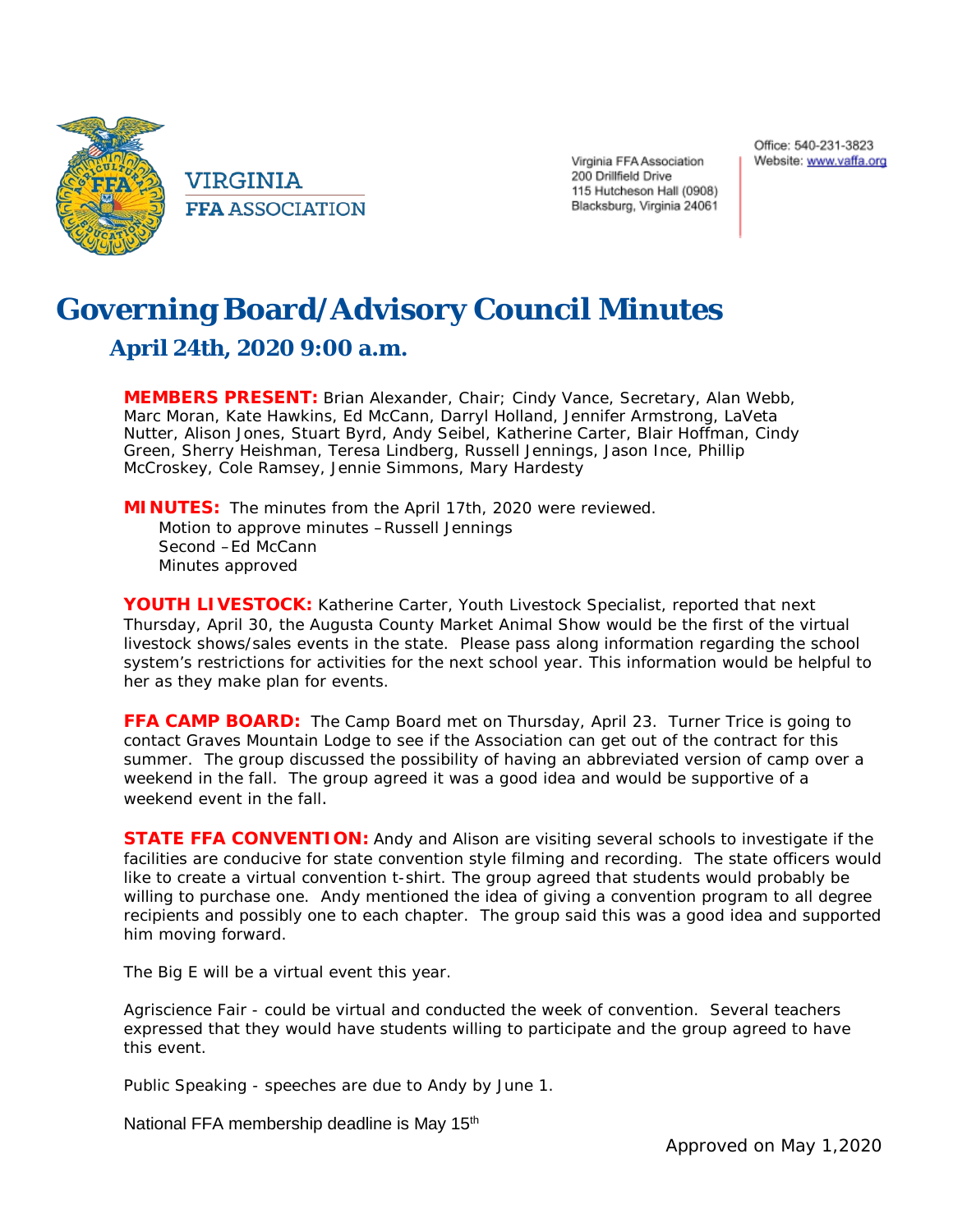VIRGINIA
FFA ASSOCIATION

Virginia FFA Association
200 Drillfield Drive
115 Hutcheson Hall (0908)
Blacksburg, Virginia 24061

Office: 540-231-3823
Website: www.vaffa.org

# Governing Board/Advisory Council Minutes

## April 24th, 2020 9:00 a.m.

**MEMBERS PRESENT:** Brian Alexander, Chair; Cindy Vance, Secretary, Alan Webb, Marc Moran, Kate Hawkins, Ed McCann, Darryl Holland, Jennifer Armstrong, LaVeta Nutter, Alison Jones, Stuart Byrd, Andy Seibel, Katherine Carter, Blair Hoffman, Cindy Green, Sherry Heishman, Teresa Lindberg, Russell Jennings, Jason Ince, Phillip McCroskey, Cole Ramsey, Jennie Simmons, Mary Hardesty

**MINUTES:** The minutes from the April 17th, 2020 were reviewed.
Motion to approve minutes –Russell Jennings
Second –Ed McCann
Minutes approved

**YOUTH LIVESTOCK:** Katherine Carter, Youth Livestock Specialist, reported that next Thursday, April 30, the Augusta County Market Animal Show would be the first of the virtual livestock shows/sales events in the state. Please pass along information regarding the school system's restrictions for activities for the next school year. This information would be helpful to her as they make plan for events.

**FFA CAMP BOARD:** The Camp Board met on Thursday, April 23. Turner Trice is going to contact Graves Mountain Lodge to see if the Association can get out of the contract for this summer. The group discussed the possibility of having an abbreviated version of camp over a weekend in the fall. The group agreed it was a good idea and would be supportive of a weekend event in the fall.

**STATE FFA CONVENTION:** Andy and Alison are visiting several schools to investigate if the facilities are conducive for state convention style filming and recording. The state officers would like to create a virtual convention t-shirt. The group agreed that students would probably be willing to purchase one. Andy mentioned the idea of giving a convention program to all degree recipients and possibly one to each chapter. The group said this was a good idea and supported him moving forward.

The Big E will be a virtual event this year.

Agriscience Fair - could be virtual and conducted the week of convention. Several teachers expressed that they would have students willing to participate and the group agreed to have this event.

Public Speaking - speeches are due to Andy by June 1.

National FFA membership deadline is May 15th

Approved on May 1,2020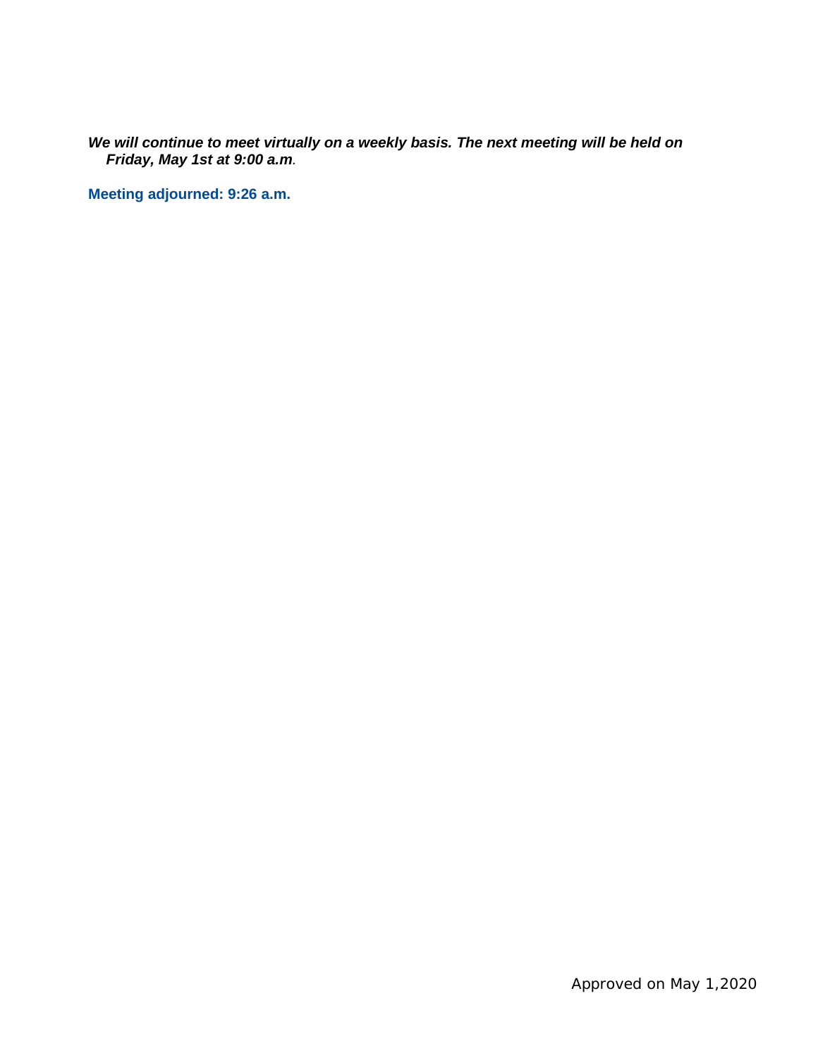***We will continue to meet virtually on a weekly basis. The next meeting will be held on Friday, May 1st at 9:00 a.m.***

**Meeting adjourned: 9:26 a.m.**

Approved on May 1,2020